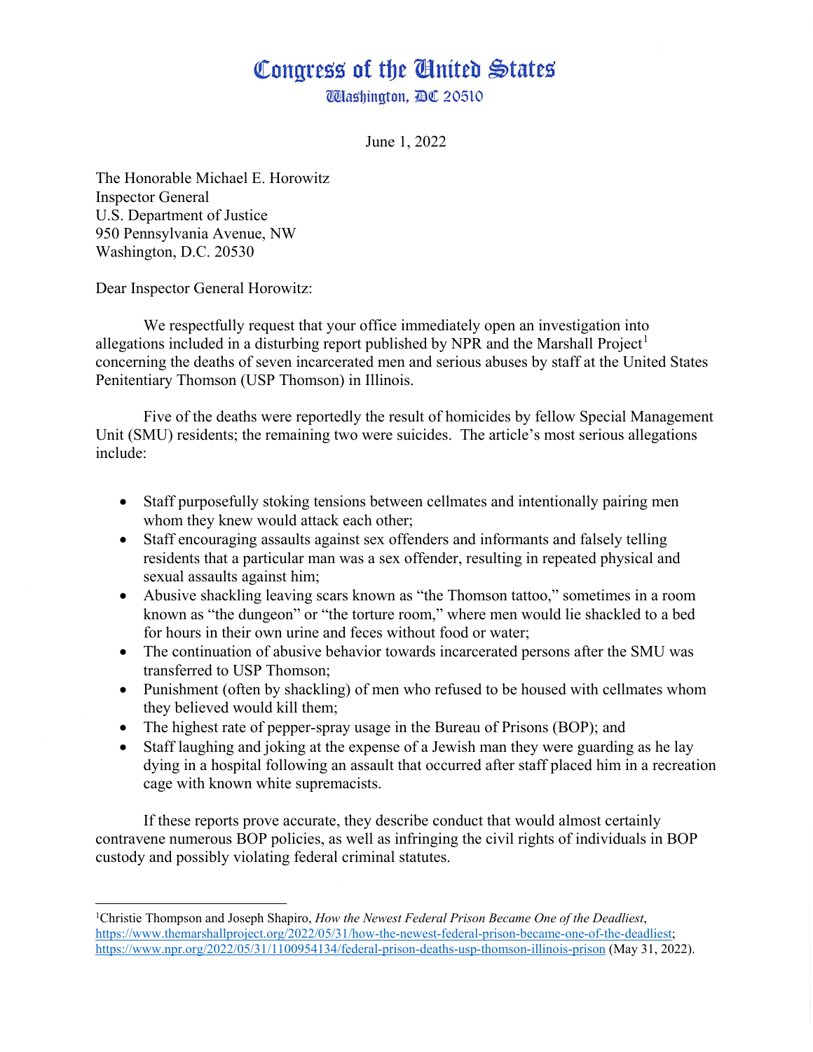# Congress of the United States

Washington, DC 20510

June 1, 2022

The Honorable Michael E. Horowitz
Inspector General
U.S. Department of Justice
950 Pennsylvania Avenue, NW
Washington, D.C. 20530

Dear Inspector General Horowitz:

We respectfully request that your office immediately open an investigation into allegations included in a disturbing report published by NPR and the Marshall Project[1] concerning the deaths of seven incarcerated men and serious abuses by staff at the United States Penitentiary Thomson (USP Thomson) in Illinois.

Five of the deaths were reportedly the result of homicides by fellow Special Management Unit (SMU) residents; the remaining two were suicides. The article's most serious allegations include:

- Staff purposefully stoking tensions between cellmates and intentionally pairing men whom they knew would attack each other;
- Staff encouraging assaults against sex offenders and informants and falsely telling residents that a particular man was a sex offender, resulting in repeated physical and sexual assaults against him;
- Abusive shackling leaving scars known as "the Thomson tattoo," sometimes in a room known as "the dungeon" or "the torture room," where men would lie shackled to a bed for hours in their own urine and feces without food or water;
- The continuation of abusive behavior towards incarcerated persons after the SMU was transferred to USP Thomson;
- Punishment (often by shackling) of men who refused to be housed with cellmates whom they believed would kill them;
- The highest rate of pepper-spray usage in the Bureau of Prisons (BOP); and
- Staff laughing and joking at the expense of a Jewish man they were guarding as he lay dying in a hospital following an assault that occurred after staff placed him in a recreation cage with known white supremacists.

If these reports prove accurate, they describe conduct that would almost certainly contravene numerous BOP policies, as well as infringing the civil rights of individuals in BOP custody and possibly violating federal criminal statutes.

---

[1] Christie Thompson and Joseph Shapiro, *How the Newest Federal Prison Became One of the Deadliest*, https://www.themarshallproject.org/2022/05/31/how-the-newest-federal-prison-became-one-of-the-deadliest; https://www.npr.org/2022/05/31/1100954134/federal-prison-deaths-usp-thomson-illinois-prison (May 31, 2022).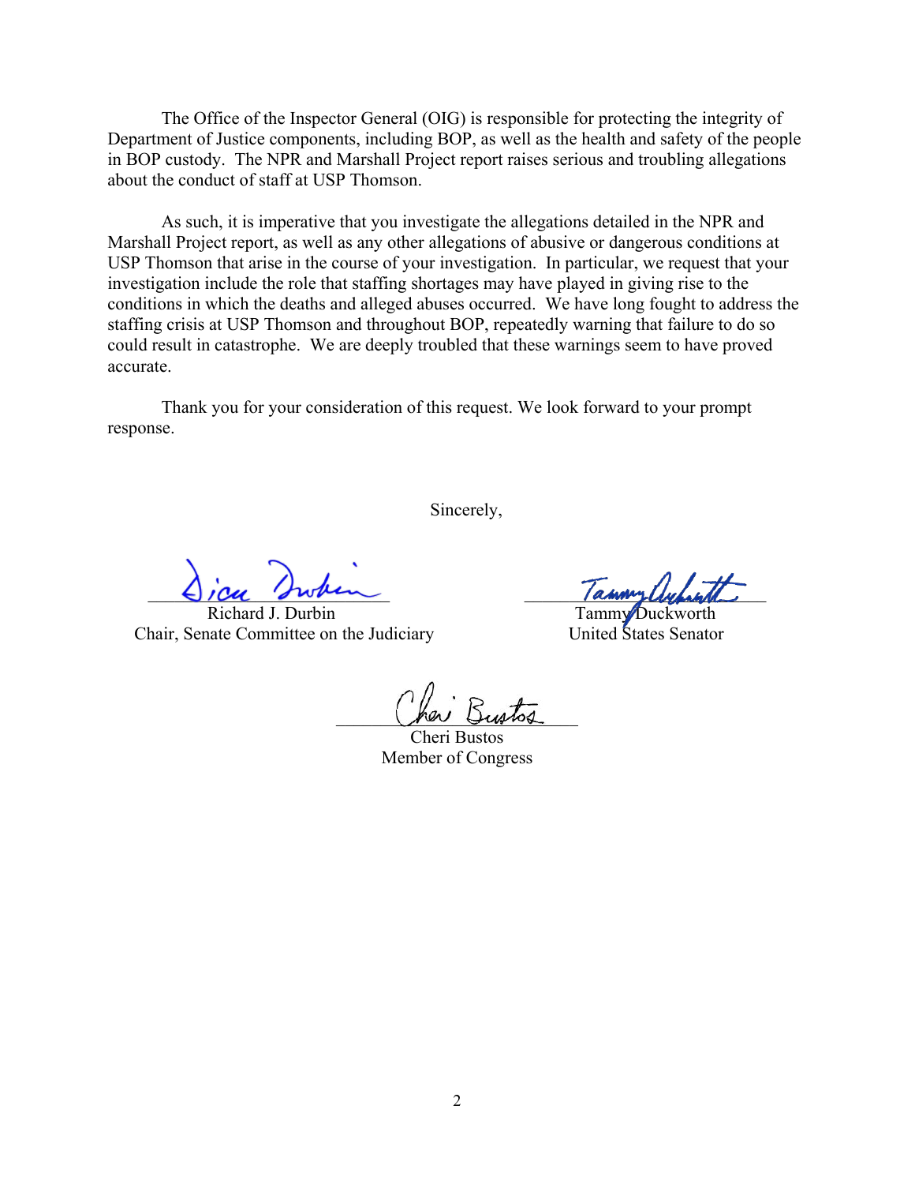The Office of the Inspector General (OIG) is responsible for protecting the integrity of Department of Justice components, including BOP, as well as the health and safety of the people in BOP custody. The NPR and Marshall Project report raises serious and troubling allegations about the conduct of staff at USP Thomson.

As such, it is imperative that you investigate the allegations detailed in the NPR and Marshall Project report, as well as any other allegations of abusive or dangerous conditions at USP Thomson that arise in the course of your investigation. In particular, we request that your investigation include the role that staffing shortages may have played in giving rise to the conditions in which the deaths and alleged abuses occurred. We have long fought to address the staffing crisis at USP Thomson and throughout BOP, repeatedly warning that failure to do so could result in catastrophe. We are deeply troubled that these warnings seem to have proved accurate.

Thank you for your consideration of this request. We look forward to your prompt response.

Sincerely,

Richard J. Durbin
Chair, Senate Committee on the Judiciary

Tammy Duckworth
United States Senator

Cheri Bustos
Member of Congress